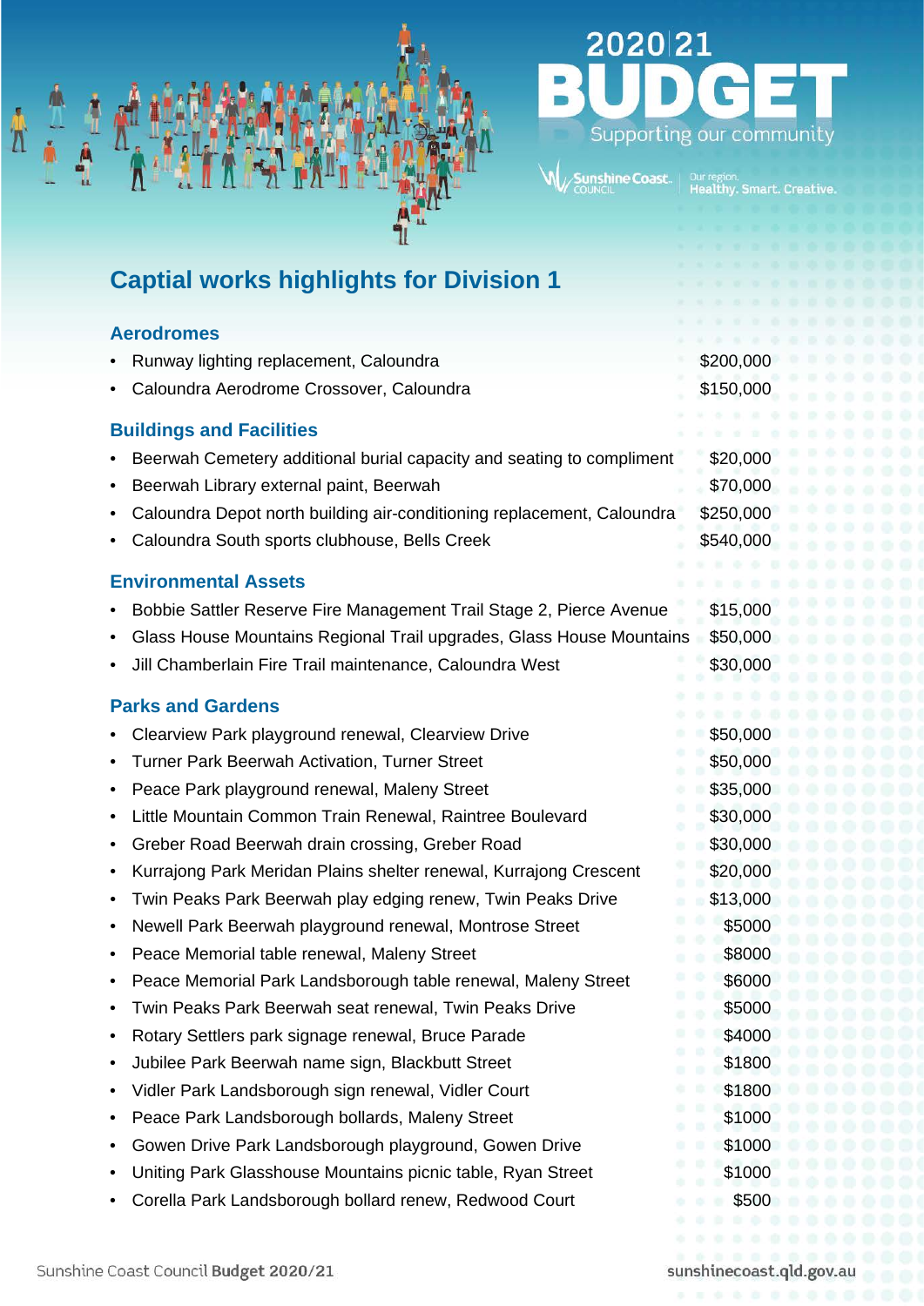2020|21 BUDGET

Supporting our community

Sunshine Coast Council — Our region. Healthy. Smart. Creative.

# Captial works highlights for Division 1

## Aerodromes

- Runway lighting replacement, Caloundra $200,000
- Caloundra Aerodrome Crossover, Caloundra $150,000

## Buildings and Facilities

- Beerwah Cemetery additional burial capacity and seating to compliment $20,000
- Beerwah Library external paint, Beerwah $70,000
- Caloundra Depot north building air-conditioning replacement, Caloundra $250,000
- Caloundra South sports clubhouse, Bells Creek $540,000

## Environmental Assets

- Bobbie Sattler Reserve Fire Management Trail Stage 2, Pierce Avenue $15,000
- Glass House Mountains Regional Trail upgrades, Glass House Mountains $50,000
- Jill Chamberlain Fire Trail maintenance, Caloundra West $30,000

## Parks and Gardens

- Clearview Park playground renewal, Clearview Drive $50,000
- Turner Park Beerwah Activation, Turner Street $50,000
- Peace Park playground renewal, Maleny Street $35,000
- Little Mountain Common Train Renewal, Raintree Boulevard $30,000
- Greber Road Beerwah drain crossing, Greber Road $30,000
- Kurrajong Park Meridan Plains shelter renewal, Kurrajong Crescent $20,000
- Twin Peaks Park Beerwah play edging renew, Twin Peaks Drive $13,000
- Newell Park Beerwah playground renewal, Montrose Street $5000
- Peace Memorial table renewal, Maleny Street $8000
- Peace Memorial Park Landsborough table renewal, Maleny Street $6000
- Twin Peaks Park Beerwah seat renewal, Twin Peaks Drive $5000
- Rotary Settlers park signage renewal, Bruce Parade $4000
- Jubilee Park Beerwah name sign, Blackbutt Street $1800
- Vidler Park Landsborough sign renewal, Vidler Court $1800
- Peace Park Landsborough bollards, Maleny Street $1000
- Gowen Drive Park Landsborough playground, Gowen Drive $1000
- Uniting Park Glasshouse Mountains picnic table, Ryan Street $1000
- Corella Park Landsborough bollard renew, Redwood Court $500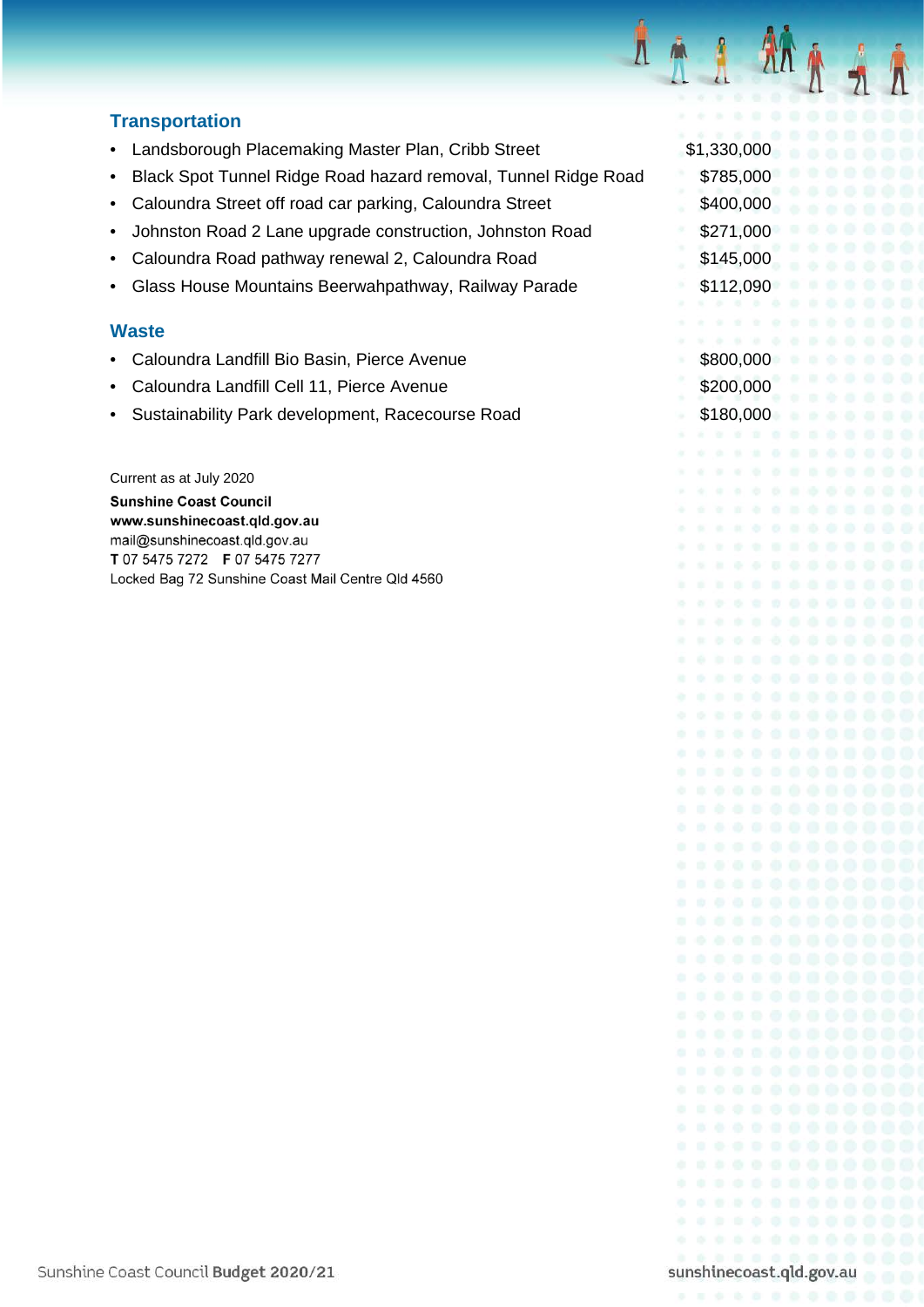## Transportation

| | |
|---|---|
| • Landsborough Placemaking Master Plan, Cribb Street | $1,330,000 |
| • Black Spot Tunnel Ridge Road hazard removal, Tunnel Ridge Road | $785,000 |
| • Caloundra Street off road car parking, Caloundra Street | $400,000 |
| • Johnston Road 2 Lane upgrade construction, Johnston Road | $271,000 |
| • Caloundra Road pathway renewal 2, Caloundra Road | $145,000 |
| • Glass House Mountains Beerwahpathway, Railway Parade | $112,090 |

## Waste

| | |
|---|---|
| • Caloundra Landfill Bio Basin, Pierce Avenue | $800,000 |
| • Caloundra Landfill Cell 11, Pierce Avenue | $200,000 |
| • Sustainability Park development, Racecourse Road | $180,000 |

Current as at July 2020

**Sunshine Coast Council**
**www.sunshinecoast.qld.gov.au**
mail@sunshinecoast.qld.gov.au
**T** 07 5475 7272 **F** 07 5475 7277
Locked Bag 72 Sunshine Coast Mail Centre Qld 4560